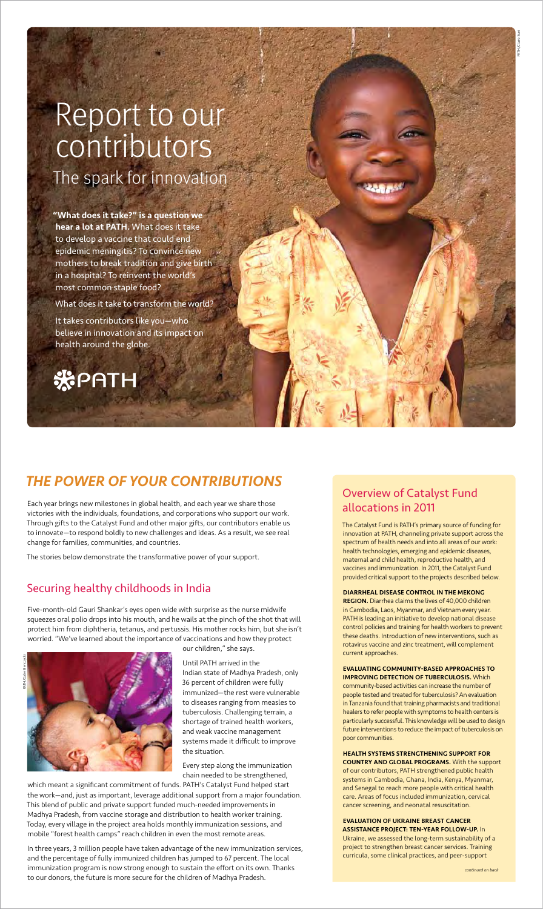# Report to our contributors

## The spark for innovation

**"What does it take?" is a question we hear a lot at PATH.** What does it take to develop a vaccine that could end epidemic meningitis? To convince new mothers to break tradition and give birth in a hospital? To reinvent the world's most common staple food?

What does it take to transform the world?

It takes contributors like you—who believe in innovation and its impact on health around the globe.

PATH

PATH/Claire Sun

## *THE POWER OF YOUR CONTRIBUTIONS*

Each year brings new milestones in global health, and each year we share those victories with the individuals, foundations, and corporations who support our work. Through gifts to the Catalyst Fund and other major gifts, our contributors enable us to innovate—to respond boldly to new challenges and ideas. As a result, we see real change for families, communities, and countries.

The stories below demonstrate the transformative power of your support.

### Securing healthy childhoods in India

Five-month-old Gauri Shankar's eyes open wide with surprise as the nurse midwife squeezes oral polio drops into his mouth, and he wails at the pinch of the shot that will protect him from diphtheria, tetanus, and pertussis. His mother rocks him, but she isn't worried. "We've learned about the importance of vaccinations and how they protect our children," she says.

PATH/Gabe Bienczycki

Until PATH arrived in the Indian state of Madhya Pradesh, only 36 percent of children were fully immunized—the rest were vulnerable to diseases ranging from measles to tuberculosis. Challenging terrain, a shortage of trained health workers, and weak vaccine management systems made it difficult to improve the situation.

Every step along the immunization chain needed to be strengthened, which meant a significant commitment of funds. PATH's Catalyst Fund helped start the work—and, just as important, leverage additional support from a major foundation. This blend of public and private support funded much-needed improvements in Madhya Pradesh, from vaccine storage and distribution to health worker training. Today, every village in the project area holds monthly immunization sessions, and mobile "forest health camps" reach children in even the most remote areas.

In three years, 3 million people have taken advantage of the new immunization services, and the percentage of fully immunized children has jumped to 67 percent. The local immunization program is now strong enough to sustain the effort on its own. Thanks to our donors, the future is more secure for the children of Madhya Pradesh.

### Overview of Catalyst Fund allocations in 2011

The Catalyst Fund is PATH's primary source of funding for innovation at PATH, channeling private support across the spectrum of health needs and into all areas of our work: health technologies, emerging and epidemic diseases, maternal and child health, reproductive health, and vaccines and immunization. In 2011, the Catalyst Fund provided critical support to the projects described below.

**DIARRHEAL DISEASE CONTROL IN THE MEKONG REGION.** Diarrhea claims the lives of 40,000 children in Cambodia, Laos, Myanmar, and Vietnam every year. PATH is leading an initiative to develop national disease control policies and training for health workers to prevent these deaths. Introduction of new interventions, such as rotavirus vaccine and zinc treatment, will complement current approaches.

**EVALUATING COMMUNITY-BASED APPROACHES TO IMPROVING DETECTION OF TUBERCULOSIS.** Which community-based activities can increase the number of people tested and treated for tuberculosis? An evaluation in Tanzania found that training pharmacists and traditional healers to refer people with symptoms to health centers is particularly successful. This knowledge will be used to design future interventions to reduce the impact of tuberculosis on poor communities.

**HEALTH SYSTEMS STRENGTHENING SUPPORT FOR COUNTRY AND GLOBAL PROGRAMS.** With the support of our contributors, PATH strengthened public health systems in Cambodia, Ghana, India, Kenya, Myanmar, and Senegal to reach more people with critical health care. Areas of focus included immunization, cervical cancer screening, and neonatal resuscitation.

**EVALUATION OF UKRAINE BREAST CANCER ASSISTANCE PROJECT: TEN-YEAR FOLLOW-UP.** In Ukraine, we assessed the long-term sustainability of a project to strengthen breast cancer services. Training curricula, some clinical practices, and peer-support

*continued on back*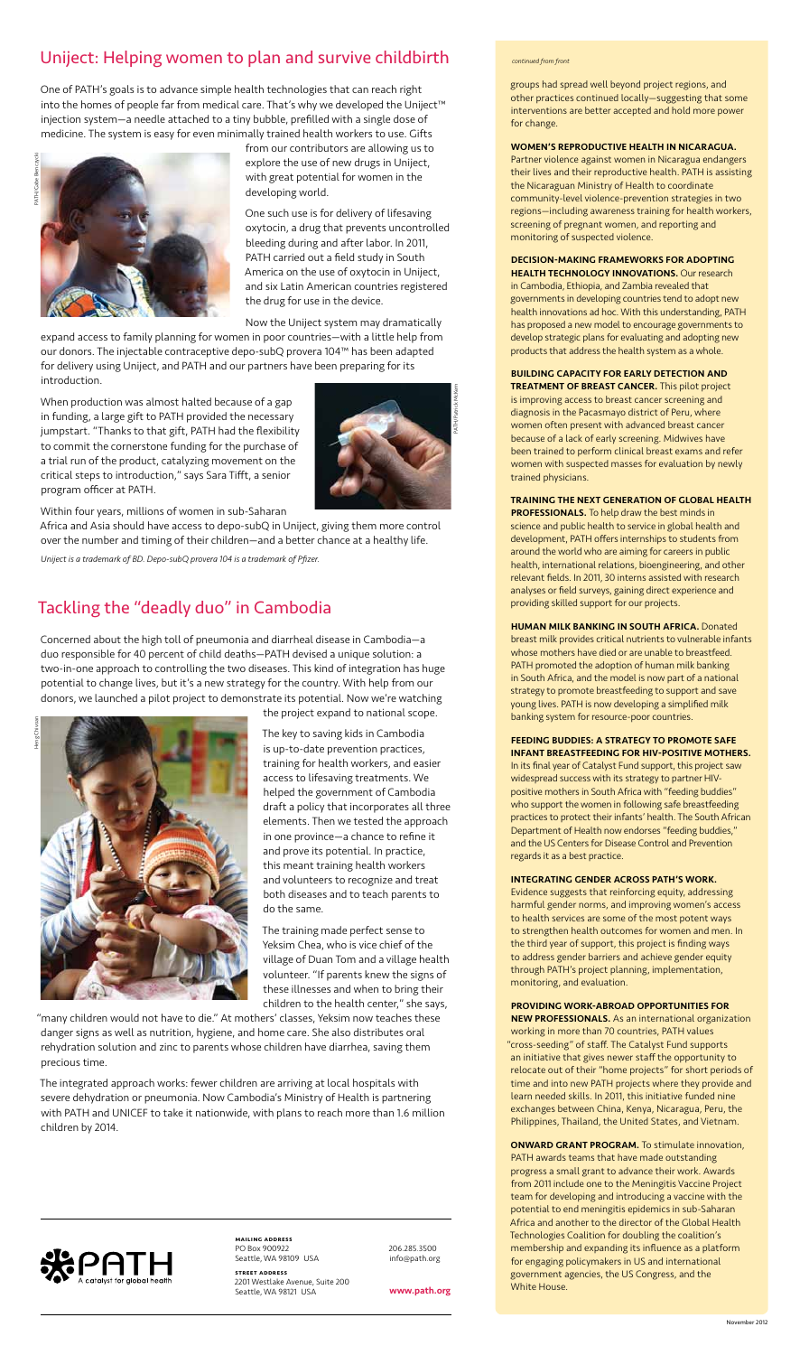## Uniject: Helping women to plan and survive childbirth

One of PATH's goals is to advance simple health technologies that can reach right into the homes of people far from medical care. That's why we developed the Uniject™ injection system—a needle attached to a tiny bubble, prefilled with a single dose of medicine. The system is easy for even minimally trained health workers to use. Gifts from our contributors are allowing us to explore the use of new drugs in Uniject, with great potential for women in the developing world.

One such use is for delivery of lifesaving oxytocin, a drug that prevents uncontrolled bleeding during and after labor. In 2011, PATH carried out a field study in South America on the use of oxytocin in Uniject, and six Latin American countries registered the drug for use in the device.

Now the Uniject system may dramatically expand access to family planning for women in poor countries—with a little help from our donors. The injectable contraceptive depo-subQ provera 104™ has been adapted for delivery using Uniject, and PATH and our partners have been preparing for its introduction.

When production was almost halted because of a gap in funding, a large gift to PATH provided the necessary jumpstart. "Thanks to that gift, PATH had the flexibility to commit the cornerstone funding for the purchase of a trial run of the product, catalyzing movement on the critical steps to introduction," says Sara Tifft, a senior program officer at PATH.

Within four years, millions of women in sub-Saharan Africa and Asia should have access to depo-subQ in Uniject, giving them more control over the number and timing of their children—and a better chance at a healthy life.

*Uniject is a trademark of BD. Depo-subQ provera 104 is a trademark of Pfizer.*

## Tackling the "deadly duo" in Cambodia

Concerned about the high toll of pneumonia and diarrheal disease in Cambodia—a duo responsible for 40 percent of child deaths—PATH devised a unique solution: a two-in-one approach to controlling the two diseases. This kind of integration has huge potential to change lives, but it's a new strategy for the country. With help from our donors, we launched a pilot project to demonstrate its potential. Now we're watching the project expand to national scope.

The key to saving kids in Cambodia is up-to-date prevention practices, training for health workers, and easier access to lifesaving treatments. We helped the government of Cambodia draft a policy that incorporates all three elements. Then we tested the approach in one province—a chance to refine it and prove its potential. In practice, this meant training health workers and volunteers to recognize and treat both diseases and to teach parents to do the same.

The training made perfect sense to Yeksim Chea, who is vice chief of the village of Duan Tom and a village health volunteer. "If parents knew the signs of these illnesses and when to bring their children to the health center," she says, "many children would not have to die." At mothers' classes, Yeksim now teaches these danger signs as well as nutrition, hygiene, and home care. She also distributes oral rehydration solution and zinc to parents whose children have diarrhea, saving them precious time.

The integrated approach works: fewer children are arriving at local hospitals with severe dehydration or pneumonia. Now Cambodia's Ministry of Health is partnering with PATH and UNICEF to take it nationwide, with plans to reach more than 1.6 million children by 2014.

PATH — A catalyst for global health

**MAILING ADDRESS**
PO Box 900922
Seattle, WA 98109 USA

**STREET ADDRESS**
2201 Westlake Avenue, Suite 200
Seattle, WA 98121 USA

206.285.3500
info@path.org

**www.path.org**

*continued from front*

groups had spread well beyond project regions, and other practices continued locally—suggesting that some interventions are better accepted and hold more power for change.

**WOMEN'S REPRODUCTIVE HEALTH IN NICARAGUA.** Partner violence against women in Nicaragua endangers their lives and their reproductive health. PATH is assisting the Nicaraguan Ministry of Health to coordinate community-level violence-prevention strategies in two regions—including awareness training for health workers, screening of pregnant women, and reporting and monitoring of suspected violence.

**DECISION-MAKING FRAMEWORKS FOR ADOPTING HEALTH TECHNOLOGY INNOVATIONS.** Our research in Cambodia, Ethiopia, and Zambia revealed that governments in developing countries tend to adopt new health innovations ad hoc. With this understanding, PATH has proposed a new model to encourage governments to develop strategic plans for evaluating and adopting new products that address the health system as a whole.

**BUILDING CAPACITY FOR EARLY DETECTION AND TREATMENT OF BREAST CANCER.** This pilot project is improving access to breast cancer screening and diagnosis in the Pacasmayo district of Peru, where women often present with advanced breast cancer because of a lack of early screening. Midwives have been trained to perform clinical breast exams and refer women with suspected masses for evaluation by newly trained physicians.

**TRAINING THE NEXT GENERATION OF GLOBAL HEALTH PROFESSIONALS.** To help draw the best minds in science and public health to service in global health and development, PATH offers internships to students from around the world who are aiming for careers in public health, international relations, bioengineering, and other relevant fields. In 2011, 30 interns assisted with research analyses or field surveys, gaining direct experience and providing skilled support for our projects.

**HUMAN MILK BANKING IN SOUTH AFRICA.** Donated breast milk provides critical nutrients to vulnerable infants whose mothers have died or are unable to breastfeed. PATH promoted the adoption of human milk banking in South Africa, and the model is now part of a national strategy to promote breastfeeding to support and save young lives. PATH is now developing a simplified milk banking system for resource-poor countries.

**FEEDING BUDDIES: A STRATEGY TO PROMOTE SAFE INFANT BREASTFEEDING FOR HIV-POSITIVE MOTHERS.** In its final year of Catalyst Fund support, this project saw widespread success with its strategy to partner HIV-positive mothers in South Africa with "feeding buddies" who support the women in following safe breastfeeding practices to protect their infants' health. The South African Department of Health now endorses "feeding buddies," and the US Centers for Disease Control and Prevention regards it as a best practice.

**INTEGRATING GENDER ACROSS PATH'S WORK.** Evidence suggests that reinforcing equity, addressing harmful gender norms, and improving women's access to health services are some of the most potent ways to strengthen health outcomes for women and men. In the third year of support, this project is finding ways to address gender barriers and achieve gender equity through PATH's project planning, implementation, monitoring, and evaluation.

**PROVIDING WORK-ABROAD OPPORTUNITIES FOR NEW PROFESSIONALS.** As an international organization working in more than 70 countries, PATH values "cross-seeding" of staff. The Catalyst Fund supports an initiative that gives newer staff the opportunity to relocate out of their "home projects" for short periods of time and into new PATH projects where they provide and learn needed skills. In 2011, this initiative funded nine exchanges between China, Kenya, Nicaragua, Peru, the Philippines, Thailand, the United States, and Vietnam.

**ONWARD GRANT PROGRAM.** To stimulate innovation, PATH awards teams that have made outstanding progress a small grant to advance their work. Awards from 2011 include one to the Meningitis Vaccine Project team for developing and introducing a vaccine with the potential to end meningitis epidemics in sub-Saharan Africa and another to the director of the Global Health Technologies Coalition for doubling the coalition's membership and expanding its influence as a platform for engaging policymakers in US and international government agencies, the US Congress, and the White House.

November 2012